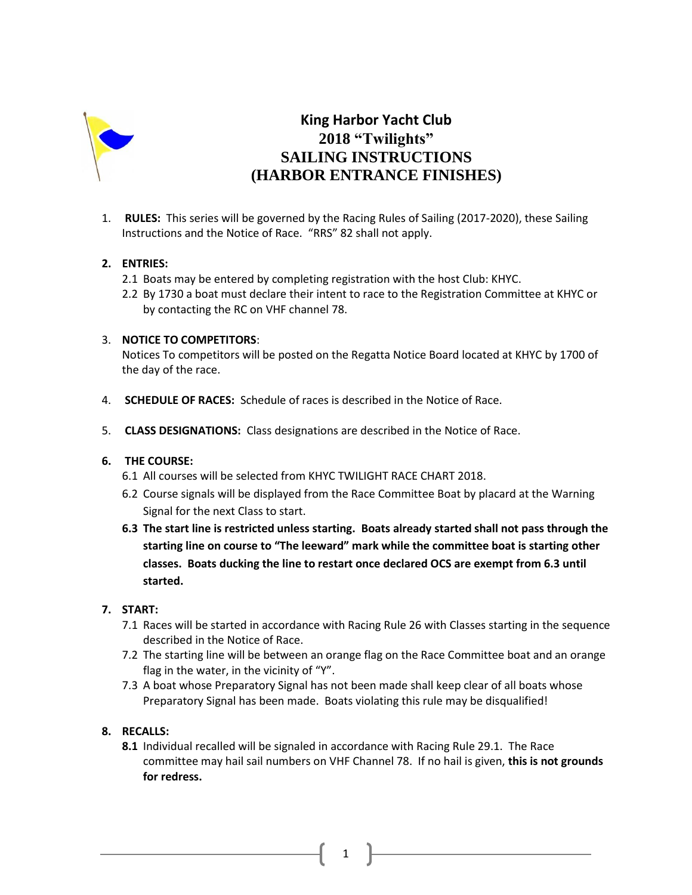# King Harbor Yacht Club
# 2018 "Twilights"
# SAILING INSTRUCTIONS
# (HARBOR ENTRANCE FINISHES)

1. **RULES:** This series will be governed by the Racing Rules of Sailing (2017-2020), these Sailing Instructions and the Notice of Race. "RRS" 82 shall not apply.

2. **ENTRIES:**
   2.1 Boats may be entered by completing registration with the host Club: KHYC.
   2.2 By 1730 a boat must declare their intent to race to the Registration Committee at KHYC or by contacting the RC on VHF channel 78.

3. **NOTICE TO COMPETITORS**:
   Notices To competitors will be posted on the Regatta Notice Board located at KHYC by 1700 of the day of the race.

4. **SCHEDULE OF RACES:** Schedule of races is described in the Notice of Race.

5. **CLASS DESIGNATIONS:** Class designations are described in the Notice of Race.

6. **THE COURSE:**
   6.1 All courses will be selected from KHYC TWILIGHT RACE CHART 2018.
   6.2 Course signals will be displayed from the Race Committee Boat by placard at the Warning Signal for the next Class to start.
   **6.3 The start line is restricted unless starting. Boats already started shall not pass through the starting line on course to "The leeward" mark while the committee boat is starting other classes. Boats ducking the line to restart once declared OCS are exempt from 6.3 until started.**

7. **START:**
   7.1 Races will be started in accordance with Racing Rule 26 with Classes starting in the sequence described in the Notice of Race.
   7.2 The starting line will be between an orange flag on the Race Committee boat and an orange flag in the water, in the vicinity of "Y".
   7.3 A boat whose Preparatory Signal has not been made shall keep clear of all boats whose Preparatory Signal has been made. Boats violating this rule may be disqualified!

8. **RECALLS:**
   **8.1** Individual recalled will be signaled in accordance with Racing Rule 29.1. The Race committee may hail sail numbers on VHF Channel 78. If no hail is given, **this is not grounds for redress.**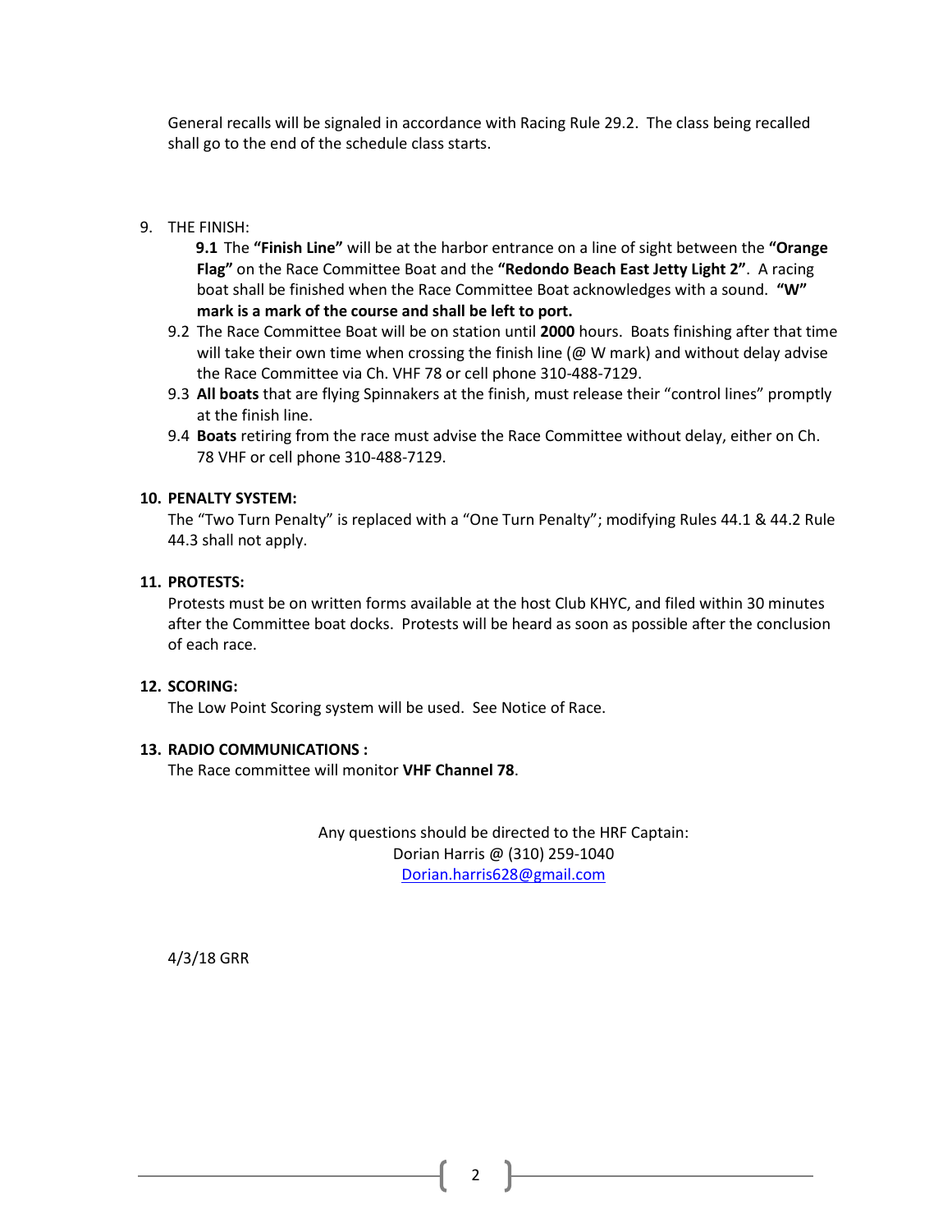General recalls will be signaled in accordance with Racing Rule 29.2. The class being recalled shall go to the end of the schedule class starts.

9. THE FINISH:

   **9.1** The **"Finish Line"** will be at the harbor entrance on a line of sight between the **"Orange Flag"** on the Race Committee Boat and the **"Redondo Beach East Jetty Light 2"**. A racing boat shall be finished when the Race Committee Boat acknowledges with a sound. **"W" mark is a mark of the course and shall be left to port.**

   9.2 The Race Committee Boat will be on station until **2000** hours. Boats finishing after that time will take their own time when crossing the finish line (@ W mark) and without delay advise the Race Committee via Ch. VHF 78 or cell phone 310-488-7129.

   9.3 **All boats** that are flying Spinnakers at the finish, must release their "control lines" promptly at the finish line.

   9.4 **Boats** retiring from the race must advise the Race Committee without delay, either on Ch. 78 VHF or cell phone 310-488-7129.

**10. PENALTY SYSTEM:**

The "Two Turn Penalty" is replaced with a "One Turn Penalty"; modifying Rules 44.1 & 44.2 Rule 44.3 shall not apply.

**11. PROTESTS:**

Protests must be on written forms available at the host Club KHYC, and filed within 30 minutes after the Committee boat docks. Protests will be heard as soon as possible after the conclusion of each race.

**12. SCORING:**

The Low Point Scoring system will be used. See Notice of Race.

**13. RADIO COMMUNICATIONS :**

The Race committee will monitor **VHF Channel 78**.

Any questions should be directed to the HRF Captain:
Dorian Harris @ (310) 259-1040
Dorian.harris628@gmail.com

4/3/18 GRR